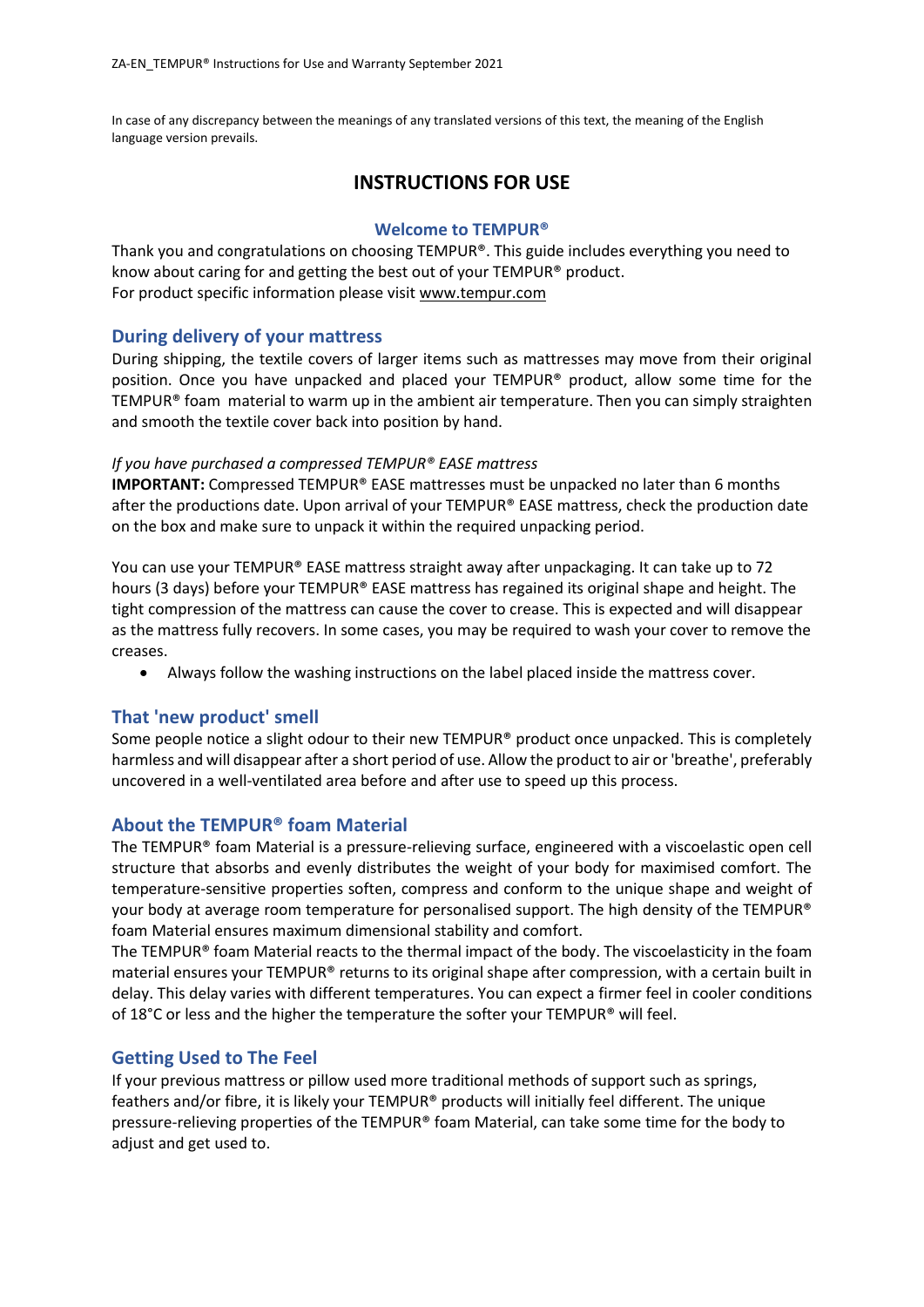ZA-EN_TEMPUR® Instructions for Use and Warranty September 2021

In case of any discrepancy between the meanings of any translated versions of this text, the meaning of the English language version prevails.

# INSTRUCTIONS FOR USE

## Welcome to TEMPUR®

Thank you and congratulations on choosing TEMPUR®. This guide includes everything you need to know about caring for and getting the best out of your TEMPUR® product.
For product specific information please visit www.tempur.com

## During delivery of your mattress

During shipping, the textile covers of larger items such as mattresses may move from their original position. Once you have unpacked and placed your TEMPUR® product, allow some time for the TEMPUR® foam material to warm up in the ambient air temperature. Then you can simply straighten and smooth the textile cover back into position by hand.

*If you have purchased a compressed TEMPUR® EASE mattress*
**IMPORTANT:** Compressed TEMPUR® EASE mattresses must be unpacked no later than 6 months after the productions date. Upon arrival of your TEMPUR® EASE mattress, check the production date on the box and make sure to unpack it within the required unpacking period.

You can use your TEMPUR® EASE mattress straight away after unpackaging. It can take up to 72 hours (3 days) before your TEMPUR® EASE mattress has regained its original shape and height. The tight compression of the mattress can cause the cover to crease. This is expected and will disappear as the mattress fully recovers. In some cases, you may be required to wash your cover to remove the creases.

- Always follow the washing instructions on the label placed inside the mattress cover.

## That 'new product' smell

Some people notice a slight odour to their new TEMPUR® product once unpacked. This is completely harmless and will disappear after a short period of use. Allow the product to air or 'breathe', preferably uncovered in a well-ventilated area before and after use to speed up this process.

## About the TEMPUR® foam Material

The TEMPUR® foam Material is a pressure-relieving surface, engineered with a viscoelastic open cell structure that absorbs and evenly distributes the weight of your body for maximised comfort. The temperature-sensitive properties soften, compress and conform to the unique shape and weight of your body at average room temperature for personalised support. The high density of the TEMPUR® foam Material ensures maximum dimensional stability and comfort.
The TEMPUR® foam Material reacts to the thermal impact of the body. The viscoelasticity in the foam material ensures your TEMPUR® returns to its original shape after compression, with a certain built in delay. This delay varies with different temperatures. You can expect a firmer feel in cooler conditions of 18°C or less and the higher the temperature the softer your TEMPUR® will feel.

## Getting Used to The Feel

If your previous mattress or pillow used more traditional methods of support such as springs, feathers and/or fibre, it is likely your TEMPUR® products will initially feel different. The unique pressure-relieving properties of the TEMPUR® foam Material, can take some time for the body to adjust and get used to.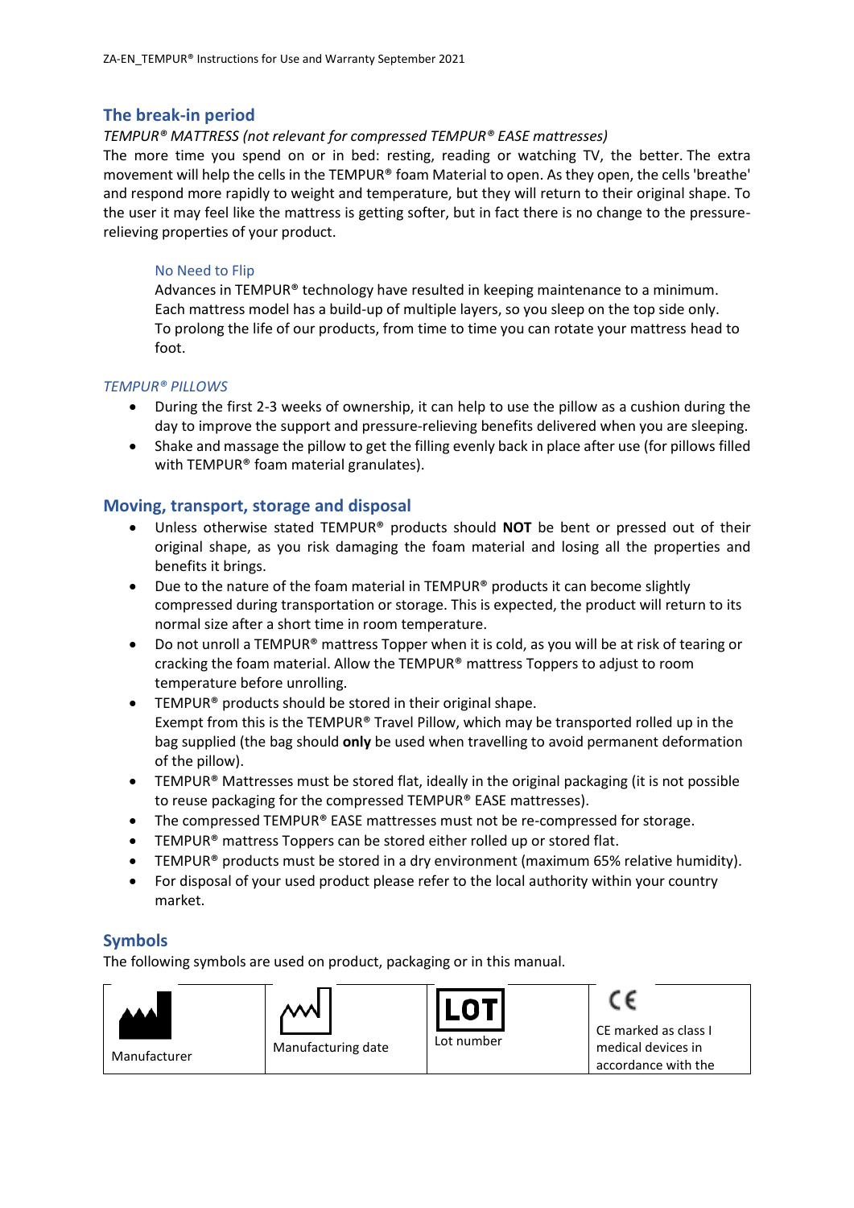## The break-in period

*TEMPUR® MATTRESS (not relevant for compressed TEMPUR® EASE mattresses)*

The more time you spend on or in bed: resting, reading or watching TV, the better. The extra movement will help the cells in the TEMPUR® foam Material to open. As they open, the cells 'breathe' and respond more rapidly to weight and temperature, but they will return to their original shape. To the user it may feel like the mattress is getting softer, but in fact there is no change to the pressure-relieving properties of your product.

### No Need to Flip

Advances in TEMPUR® technology have resulted in keeping maintenance to a minimum. Each mattress model has a build-up of multiple layers, so you sleep on the top side only. To prolong the life of our products, from time to time you can rotate your mattress head to foot.

*TEMPUR® PILLOWS*

- During the first 2-3 weeks of ownership, it can help to use the pillow as a cushion during the day to improve the support and pressure-relieving benefits delivered when you are sleeping.
- Shake and massage the pillow to get the filling evenly back in place after use (for pillows filled with TEMPUR® foam material granulates).

## Moving, transport, storage and disposal

- Unless otherwise stated TEMPUR® products should **NOT** be bent or pressed out of their original shape, as you risk damaging the foam material and losing all the properties and benefits it brings.
- Due to the nature of the foam material in TEMPUR® products it can become slightly compressed during transportation or storage. This is expected, the product will return to its normal size after a short time in room temperature.
- Do not unroll a TEMPUR® mattress Topper when it is cold, as you will be at risk of tearing or cracking the foam material. Allow the TEMPUR® mattress Toppers to adjust to room temperature before unrolling.
- TEMPUR® products should be stored in their original shape.
  Exempt from this is the TEMPUR® Travel Pillow, which may be transported rolled up in the bag supplied (the bag should **only** be used when travelling to avoid permanent deformation of the pillow).
- TEMPUR® Mattresses must be stored flat, ideally in the original packaging (it is not possible to reuse packaging for the compressed TEMPUR® EASE mattresses).
- The compressed TEMPUR® EASE mattresses must not be re-compressed for storage.
- TEMPUR® mattress Toppers can be stored either rolled up or stored flat.
- TEMPUR® products must be stored in a dry environment (maximum 65% relative humidity).
- For disposal of your used product please refer to the local authority within your country market.

## Symbols

The following symbols are used on product, packaging or in this manual.

| Manufacturer | Manufacturing date | LOT<br>Lot number | CE<br>CE marked as class I medical devices in accordance with the |
|---|---|---|---|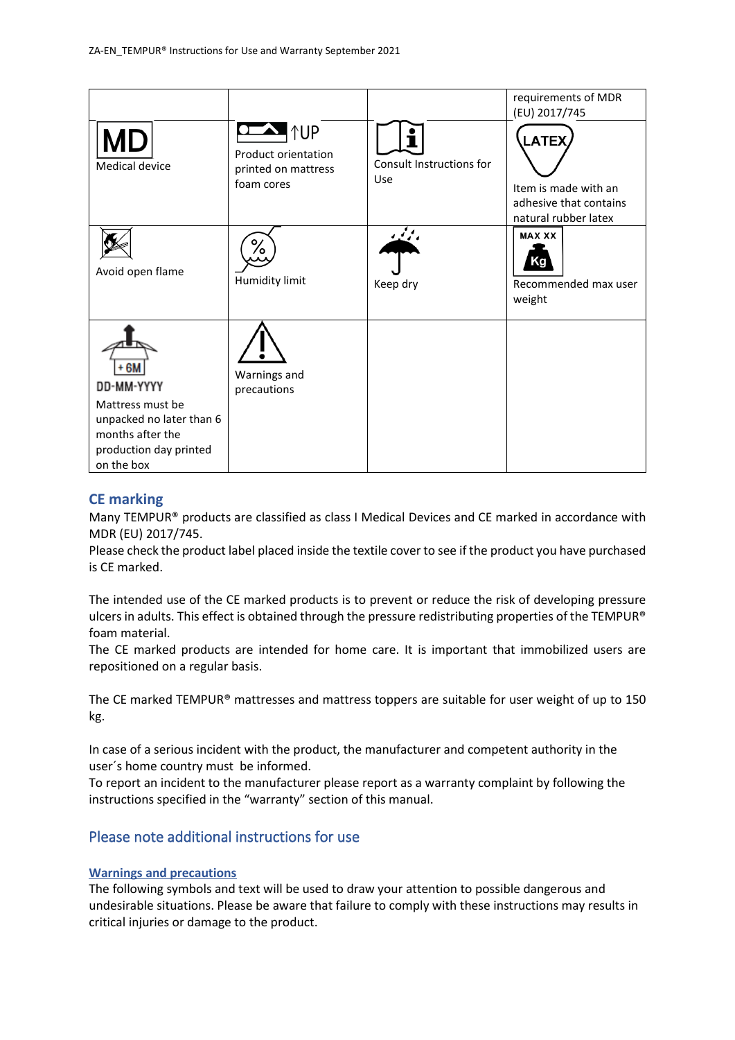| | | | requirements of MDR (EU) 2017/745 |
|---|---|---|---|
| MD<br>Medical device | ↑UP<br>Product orientation printed on mattress foam cores | Consult Instructions for Use | LATEX<br>Item is made with an adhesive that contains natural rubber latex |
| Avoid open flame | Humidity limit | Keep dry | MAX XX Kg<br>Recommended max user weight |
| +6M<br>DD-MM-YYYY<br>Mattress must be unpacked no later than 6 months after the production day printed on the box | Warnings and precautions | | |

## CE marking

Many TEMPUR® products are classified as class I Medical Devices and CE marked in accordance with MDR (EU) 2017/745.
Please check the product label placed inside the textile cover to see if the product you have purchased is CE marked.

The intended use of the CE marked products is to prevent or reduce the risk of developing pressure ulcers in adults. This effect is obtained through the pressure redistributing properties of the TEMPUR® foam material.
The CE marked products are intended for home care. It is important that immobilized users are repositioned on a regular basis.

The CE marked TEMPUR® mattresses and mattress toppers are suitable for user weight of up to 150 kg.

In case of a serious incident with the product, the manufacturer and competent authority in the user´s home country must be informed.
To report an incident to the manufacturer please report as a warranty complaint by following the instructions specified in the "warranty" section of this manual.

## Please note additional instructions for use

### Warnings and precautions

The following symbols and text will be used to draw your attention to possible dangerous and undesirable situations. Please be aware that failure to comply with these instructions may results in critical injuries or damage to the product.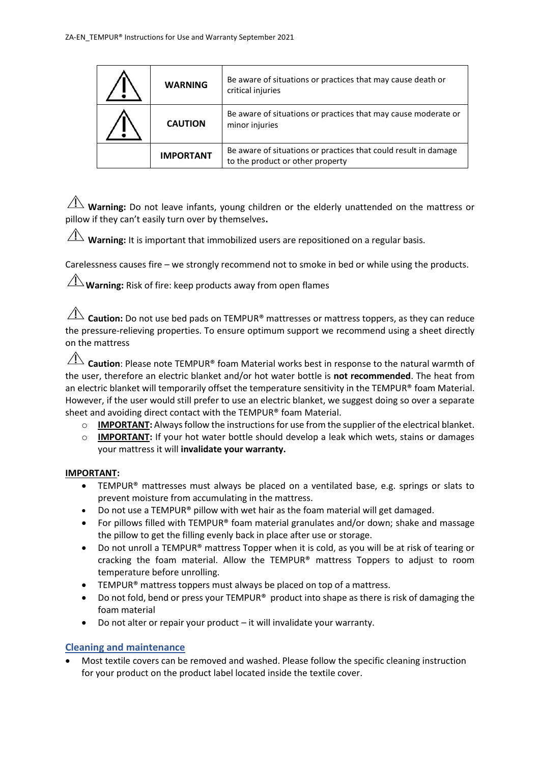| | | |
|---|---|---|
| ⚠ | **WARNING** | Be aware of situations or practices that may cause death or critical injuries |
| ⚠ | **CAUTION** | Be aware of situations or practices that may cause moderate or minor injuries |
| | **IMPORTANT** | Be aware of situations or practices that could result in damage to the product or other property |

⚠ **Warning:** Do not leave infants, young children or the elderly unattended on the mattress or pillow if they can't easily turn over by themselves**.**

⚠ **Warning:** It is important that immobilized users are repositioned on a regular basis.

Carelessness causes fire – we strongly recommend not to smoke in bed or while using the products.

⚠ **Warning:** Risk of fire: keep products away from open flames

⚠ **Caution:** Do not use bed pads on TEMPUR® mattresses or mattress toppers, as they can reduce the pressure-relieving properties. To ensure optimum support we recommend using a sheet directly on the mattress

⚠ **Caution**: Please note TEMPUR® foam Material works best in response to the natural warmth of the user, therefore an electric blanket and/or hot water bottle is **not recommended**. The heat from an electric blanket will temporarily offset the temperature sensitivity in the TEMPUR® foam Material. However, if the user would still prefer to use an electric blanket, we suggest doing so over a separate sheet and avoiding direct contact with the TEMPUR® foam Material.

- **IMPORTANT:** Always follow the instructions for use from the supplier of the electrical blanket.
- **IMPORTANT:** If your hot water bottle should develop a leak which wets, stains or damages your mattress it will **invalidate your warranty.**

**IMPORTANT:**

- TEMPUR® mattresses must always be placed on a ventilated base, e.g. springs or slats to prevent moisture from accumulating in the mattress.
- Do not use a TEMPUR® pillow with wet hair as the foam material will get damaged.
- For pillows filled with TEMPUR® foam material granulates and/or down; shake and massage the pillow to get the filling evenly back in place after use or storage.
- Do not unroll a TEMPUR® mattress Topper when it is cold, as you will be at risk of tearing or cracking the foam material. Allow the TEMPUR® mattress Toppers to adjust to room temperature before unrolling.
- TEMPUR® mattress toppers must always be placed on top of a mattress.
- Do not fold, bend or press your TEMPUR® product into shape as there is risk of damaging the foam material
- Do not alter or repair your product – it will invalidate your warranty.

## Cleaning and maintenance

- Most textile covers can be removed and washed. Please follow the specific cleaning instruction for your product on the product label located inside the textile cover.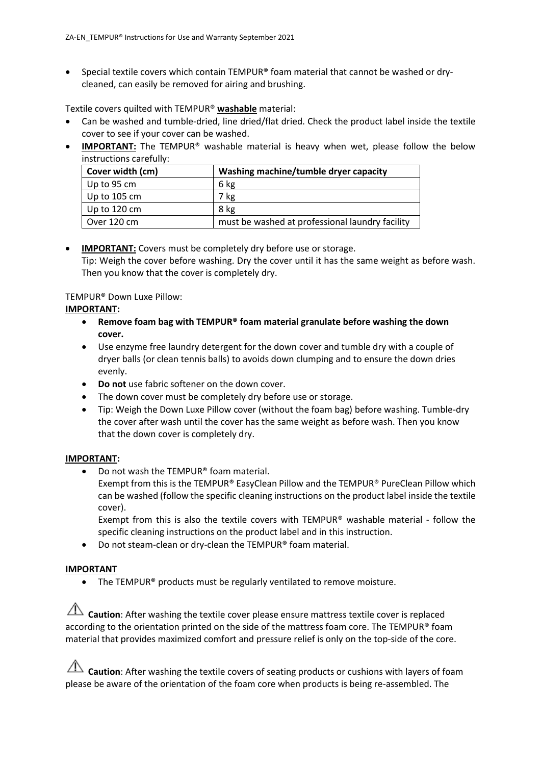- Special textile covers which contain TEMPUR® foam material that cannot be washed or dry-cleaned, can easily be removed for airing and brushing.

Textile covers quilted with TEMPUR® **washable** material:

- Can be washed and tumble-dried, line dried/flat dried. Check the product label inside the textile cover to see if your cover can be washed.
- **IMPORTANT:** The TEMPUR® washable material is heavy when wet, please follow the below instructions carefully:

| Cover width (cm) | Washing machine/tumble dryer capacity |
| --- | --- |
| Up to 95 cm | 6 kg |
| Up to 105 cm | 7 kg |
| Up to 120 cm | 8 kg |
| Over 120 cm | must be washed at professional laundry facility |

- **IMPORTANT:** Covers must be completely dry before use or storage.
  Tip: Weigh the cover before washing. Dry the cover until it has the same weight as before wash. Then you know that the cover is completely dry.

TEMPUR® Down Luxe Pillow:

**IMPORTANT:**

- **Remove foam bag with TEMPUR® foam material granulate before washing the down cover.**
- Use enzyme free laundry detergent for the down cover and tumble dry with a couple of dryer balls (or clean tennis balls) to avoids down clumping and to ensure the down dries evenly.
- **Do not** use fabric softener on the down cover.
- The down cover must be completely dry before use or storage.
- Tip: Weigh the Down Luxe Pillow cover (without the foam bag) before washing. Tumble-dry the cover after wash until the cover has the same weight as before wash. Then you know that the down cover is completely dry.

**IMPORTANT:**

- Do not wash the TEMPUR® foam material.
  Exempt from this is the TEMPUR® EasyClean Pillow and the TEMPUR® PureClean Pillow which can be washed (follow the specific cleaning instructions on the product label inside the textile cover).
  Exempt from this is also the textile covers with TEMPUR® washable material - follow the specific cleaning instructions on the product label and in this instruction.
- Do not steam-clean or dry-clean the TEMPUR® foam material.

**IMPORTANT**

- The TEMPUR® products must be regularly ventilated to remove moisture.

⚠ **Caution**: After washing the textile cover please ensure mattress textile cover is replaced according to the orientation printed on the side of the mattress foam core. The TEMPUR® foam material that provides maximized comfort and pressure relief is only on the top-side of the core.

⚠ **Caution**: After washing the textile covers of seating products or cushions with layers of foam please be aware of the orientation of the foam core when products is being re-assembled. The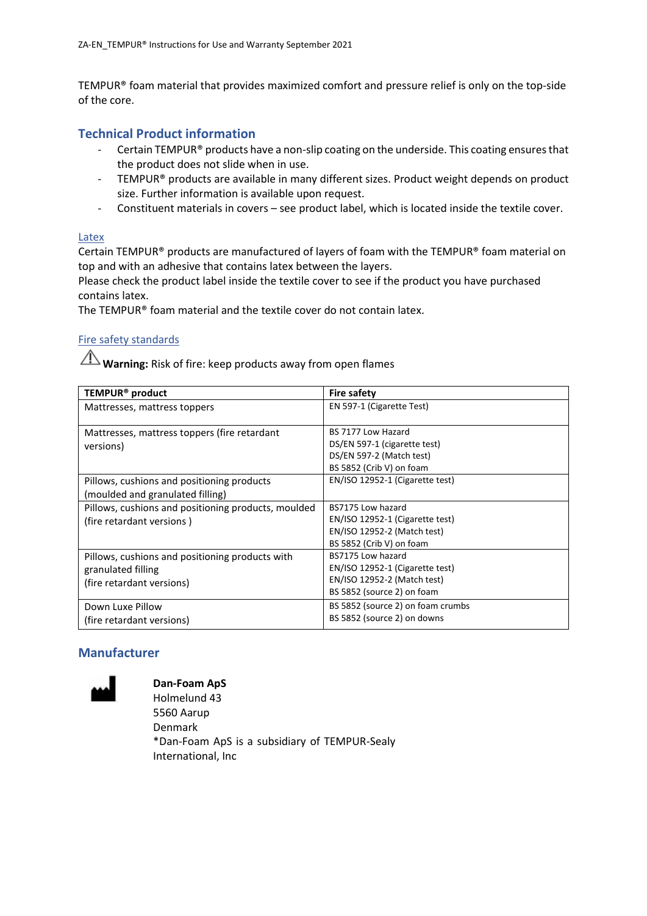TEMPUR® foam material that provides maximized comfort and pressure relief is only on the top-side of the core.

## Technical Product information

- Certain TEMPUR® products have a non-slip coating on the underside. This coating ensures that the product does not slide when in use.
- TEMPUR® products are available in many different sizes. Product weight depends on product size. Further information is available upon request.
- Constituent materials in covers – see product label, which is located inside the textile cover.

### Latex

Certain TEMPUR® products are manufactured of layers of foam with the TEMPUR® foam material on top and with an adhesive that contains latex between the layers.
Please check the product label inside the textile cover to see if the product you have purchased contains latex.
The TEMPUR® foam material and the textile cover do not contain latex.

### Fire safety standards

⚠ **Warning:** Risk of fire: keep products away from open flames

| TEMPUR® product | Fire safety |
|---|---|
| Mattresses, mattress toppers | EN 597-1 (Cigarette Test) |
| Mattresses, mattress toppers (fire retardant versions) | BS 7177 Low Hazard<br>DS/EN 597-1 (cigarette test)<br>DS/EN 597-2 (Match test)<br>BS 5852 (Crib V) on foam |
| Pillows, cushions and positioning products (moulded and granulated filling) | EN/ISO 12952-1 (Cigarette test) |
| Pillows, cushions and positioning products, moulded (fire retardant versions ) | BS7175 Low hazard<br>EN/ISO 12952-1 (Cigarette test)<br>EN/ISO 12952-2 (Match test)<br>BS 5852 (Crib V) on foam |
| Pillows, cushions and positioning products with granulated filling (fire retardant versions) | BS7175 Low hazard<br>EN/ISO 12952-1 (Cigarette test)<br>EN/ISO 12952-2 (Match test)<br>BS 5852 (source 2) on foam |
| Down Luxe Pillow (fire retardant versions) | BS 5852 (source 2) on foam crumbs<br>BS 5852 (source 2) on downs |

## Manufacturer

**Dan-Foam ApS**
Holmelund 43
5560 Aarup
Denmark
*Dan-Foam ApS is a subsidiary of TEMPUR-Sealy International, Inc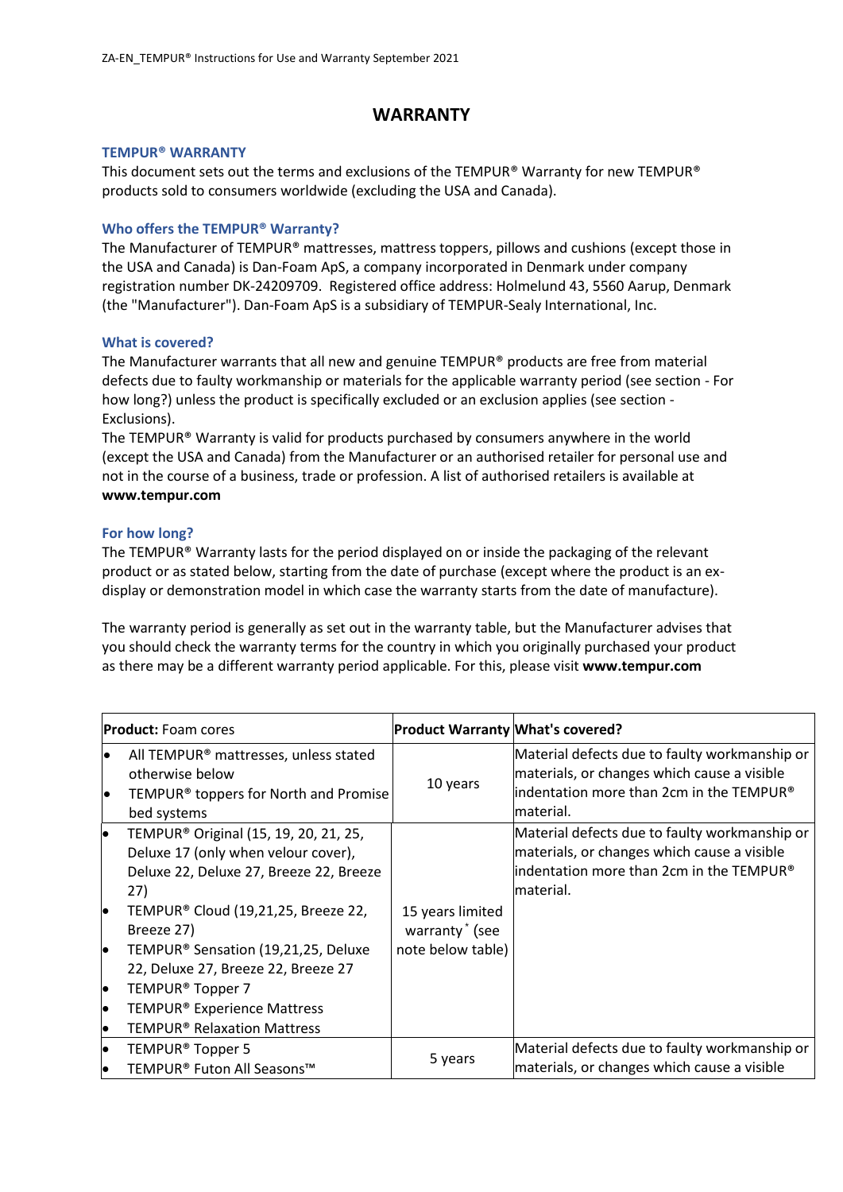# WARRANTY

### TEMPUR® WARRANTY

This document sets out the terms and exclusions of the TEMPUR® Warranty for new TEMPUR® products sold to consumers worldwide (excluding the USA and Canada).

### Who offers the TEMPUR® Warranty?

The Manufacturer of TEMPUR® mattresses, mattress toppers, pillows and cushions (except those in the USA and Canada) is Dan-Foam ApS, a company incorporated in Denmark under company registration number DK-24209709. Registered office address: Holmelund 43, 5560 Aarup, Denmark (the "Manufacturer"). Dan-Foam ApS is a subsidiary of TEMPUR-Sealy International, Inc.

### What is covered?

The Manufacturer warrants that all new and genuine TEMPUR® products are free from material defects due to faulty workmanship or materials for the applicable warranty period (see section - For how long?) unless the product is specifically excluded or an exclusion applies (see section - Exclusions).

The TEMPUR® Warranty is valid for products purchased by consumers anywhere in the world (except the USA and Canada) from the Manufacturer or an authorised retailer for personal use and not in the course of a business, trade or profession. A list of authorised retailers is available at **www.tempur.com**

### For how long?

The TEMPUR® Warranty lasts for the period displayed on or inside the packaging of the relevant product or as stated below, starting from the date of purchase (except where the product is an ex-display or demonstration model in which case the warranty starts from the date of manufacture).

The warranty period is generally as set out in the warranty table, but the Manufacturer advises that you should check the warranty terms for the country in which you originally purchased your product as there may be a different warranty period applicable. For this, please visit **www.tempur.com**

| **Product:** Foam cores | **Product Warranty** | **What's covered?** |
|---|---|---|
| • All TEMPUR® mattresses, unless stated otherwise below<br>• TEMPUR® toppers for North and Promise bed systems | 10 years | Material defects due to faulty workmanship or materials, or changes which cause a visible indentation more than 2cm in the TEMPUR® material. |
| • TEMPUR® Original (15, 19, 20, 21, 25, Deluxe 17 (only when velour cover), Deluxe 22, Deluxe 27, Breeze 22, Breeze 27)<br>• TEMPUR® Cloud (19,21,25, Breeze 22, Breeze 27)<br>• TEMPUR® Sensation (19,21,25, Deluxe 22, Deluxe 27, Breeze 22, Breeze 27<br>• TEMPUR® Topper 7<br>• TEMPUR® Experience Mattress<br>• TEMPUR® Relaxation Mattress | 15 years limited warranty * (see note below table) | Material defects due to faulty workmanship or materials, or changes which cause a visible indentation more than 2cm in the TEMPUR® material. |
| • TEMPUR® Topper 5<br>• TEMPUR® Futon All Seasons™ | 5 years | Material defects due to faulty workmanship or materials, or changes which cause a visible |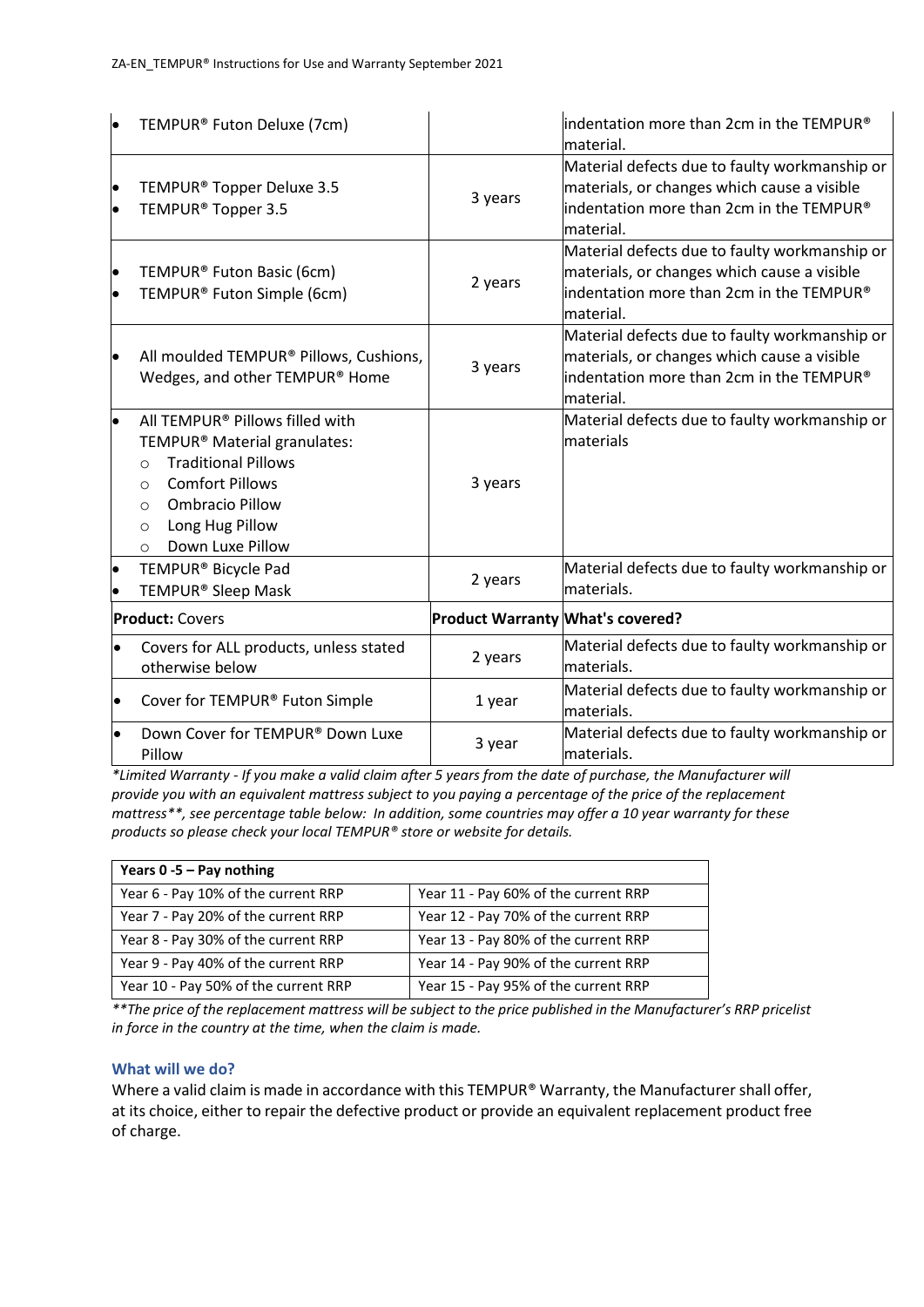| | | |
|---|---|---|
| • TEMPUR® Futon Deluxe (7cm) | | indentation more than 2cm in the TEMPUR® material. |
| • TEMPUR® Topper Deluxe 3.5<br>• TEMPUR® Topper 3.5 | 3 years | Material defects due to faulty workmanship or materials, or changes which cause a visible indentation more than 2cm in the TEMPUR® material. |
| • TEMPUR® Futon Basic (6cm)<br>• TEMPUR® Futon Simple (6cm) | 2 years | Material defects due to faulty workmanship or materials, or changes which cause a visible indentation more than 2cm in the TEMPUR® material. |
| • All moulded TEMPUR® Pillows, Cushions, Wedges, and other TEMPUR® Home | 3 years | Material defects due to faulty workmanship or materials, or changes which cause a visible indentation more than 2cm in the TEMPUR® material. |
| • All TEMPUR® Pillows filled with TEMPUR® Material granulates:<br>○ Traditional Pillows<br>○ Comfort Pillows<br>○ Ombracio Pillow<br>○ Long Hug Pillow<br>○ Down Luxe Pillow | 3 years | Material defects due to faulty workmanship or materials |
| • TEMPUR® Bicycle Pad<br>• TEMPUR® Sleep Mask | 2 years | Material defects due to faulty workmanship or materials. |
| **Product:** Covers | **Product Warranty** | **What's covered?** |
| • Covers for ALL products, unless stated otherwise below | 2 years | Material defects due to faulty workmanship or materials. |
| • Cover for TEMPUR® Futon Simple | 1 year | Material defects due to faulty workmanship or materials. |
| • Down Cover for TEMPUR® Down Luxe Pillow | 3 year | Material defects due to faulty workmanship or materials. |

*\*Limited Warranty - If you make a valid claim after 5 years from the date of purchase, the Manufacturer will provide you with an equivalent mattress subject to you paying a percentage of the price of the replacement mattress\*\*, see percentage table below: In addition, some countries may offer a 10 year warranty for these products so please check your local TEMPUR® store or website for details.*

| **Years 0 -5 – Pay nothing** | |
|---|---|
| Year 6 - Pay 10% of the current RRP | Year 11 - Pay 60% of the current RRP |
| Year 7 - Pay 20% of the current RRP | Year 12 - Pay 70% of the current RRP |
| Year 8 - Pay 30% of the current RRP | Year 13 - Pay 80% of the current RRP |
| Year 9 - Pay 40% of the current RRP | Year 14 - Pay 90% of the current RRP |
| Year 10 - Pay 50% of the current RRP | Year 15 - Pay 95% of the current RRP |

*\*\*The price of the replacement mattress will be subject to the price published in the Manufacturer's RRP pricelist in force in the country at the time, when the claim is made.*

### What will we do?

Where a valid claim is made in accordance with this TEMPUR® Warranty, the Manufacturer shall offer, at its choice, either to repair the defective product or provide an equivalent replacement product free of charge.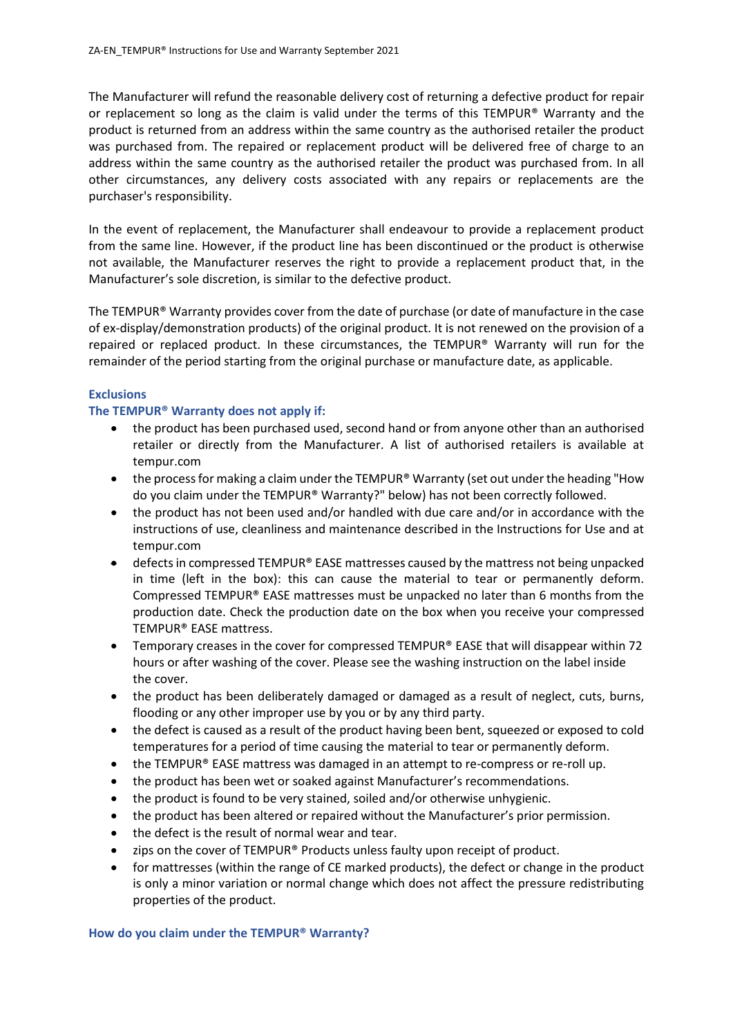The Manufacturer will refund the reasonable delivery cost of returning a defective product for repair or replacement so long as the claim is valid under the terms of this TEMPUR® Warranty and the product is returned from an address within the same country as the authorised retailer the product was purchased from. The repaired or replacement product will be delivered free of charge to an address within the same country as the authorised retailer the product was purchased from. In all other circumstances, any delivery costs associated with any repairs or replacements are the purchaser's responsibility.

In the event of replacement, the Manufacturer shall endeavour to provide a replacement product from the same line. However, if the product line has been discontinued or the product is otherwise not available, the Manufacturer reserves the right to provide a replacement product that, in the Manufacturer's sole discretion, is similar to the defective product.

The TEMPUR® Warranty provides cover from the date of purchase (or date of manufacture in the case of ex-display/demonstration products) of the original product. It is not renewed on the provision of a repaired or replaced product. In these circumstances, the TEMPUR® Warranty will run for the remainder of the period starting from the original purchase or manufacture date, as applicable.

### Exclusions

**The TEMPUR® Warranty does not apply if:**

- the product has been purchased used, second hand or from anyone other than an authorised retailer or directly from the Manufacturer. A list of authorised retailers is available at tempur.com
- the process for making a claim under the TEMPUR® Warranty (set out under the heading "How do you claim under the TEMPUR® Warranty?" below) has not been correctly followed.
- the product has not been used and/or handled with due care and/or in accordance with the instructions of use, cleanliness and maintenance described in the Instructions for Use and at tempur.com
- defects in compressed TEMPUR® EASE mattresses caused by the mattress not being unpacked in time (left in the box): this can cause the material to tear or permanently deform. Compressed TEMPUR® EASE mattresses must be unpacked no later than 6 months from the production date. Check the production date on the box when you receive your compressed TEMPUR® EASE mattress.
- Temporary creases in the cover for compressed TEMPUR® EASE that will disappear within 72 hours or after washing of the cover. Please see the washing instruction on the label inside the cover.
- the product has been deliberately damaged or damaged as a result of neglect, cuts, burns, flooding or any other improper use by you or by any third party.
- the defect is caused as a result of the product having been bent, squeezed or exposed to cold temperatures for a period of time causing the material to tear or permanently deform.
- the TEMPUR® EASE mattress was damaged in an attempt to re-compress or re-roll up.
- the product has been wet or soaked against Manufacturer's recommendations.
- the product is found to be very stained, soiled and/or otherwise unhygienic.
- the product has been altered or repaired without the Manufacturer's prior permission.
- the defect is the result of normal wear and tear.
- zips on the cover of TEMPUR® Products unless faulty upon receipt of product.
- for mattresses (within the range of CE marked products), the defect or change in the product is only a minor variation or normal change which does not affect the pressure redistributing properties of the product.

### How do you claim under the TEMPUR® Warranty?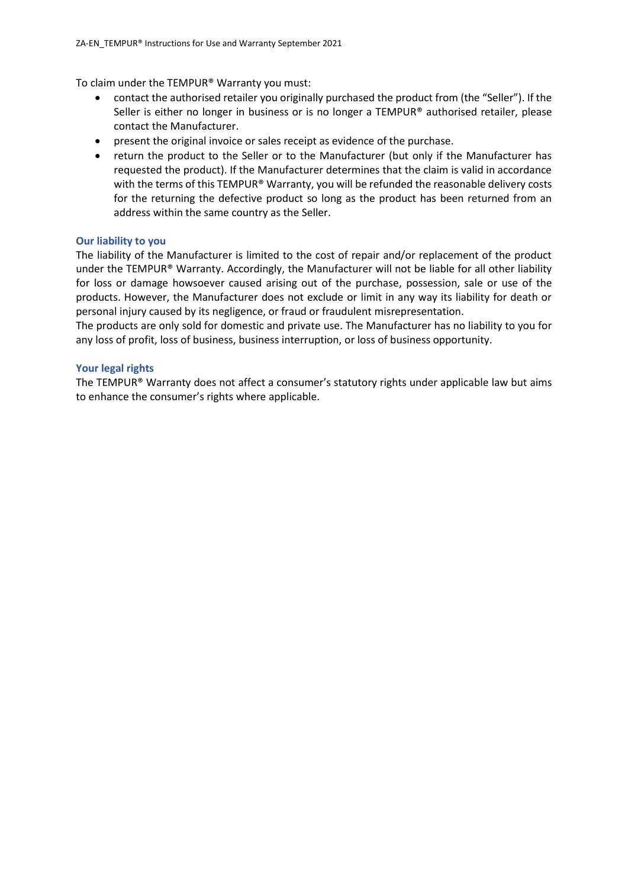To claim under the TEMPUR® Warranty you must:

- contact the authorised retailer you originally purchased the product from (the "Seller"). If the Seller is either no longer in business or is no longer a TEMPUR® authorised retailer, please contact the Manufacturer.
- present the original invoice or sales receipt as evidence of the purchase.
- return the product to the Seller or to the Manufacturer (but only if the Manufacturer has requested the product). If the Manufacturer determines that the claim is valid in accordance with the terms of this TEMPUR® Warranty, you will be refunded the reasonable delivery costs for the returning the defective product so long as the product has been returned from an address within the same country as the Seller.

### Our liability to you

The liability of the Manufacturer is limited to the cost of repair and/or replacement of the product under the TEMPUR® Warranty. Accordingly, the Manufacturer will not be liable for all other liability for loss or damage howsoever caused arising out of the purchase, possession, sale or use of the products. However, the Manufacturer does not exclude or limit in any way its liability for death or personal injury caused by its negligence, or fraud or fraudulent misrepresentation.
The products are only sold for domestic and private use. The Manufacturer has no liability to you for any loss of profit, loss of business, business interruption, or loss of business opportunity.

### Your legal rights

The TEMPUR® Warranty does not affect a consumer's statutory rights under applicable law but aims to enhance the consumer's rights where applicable.